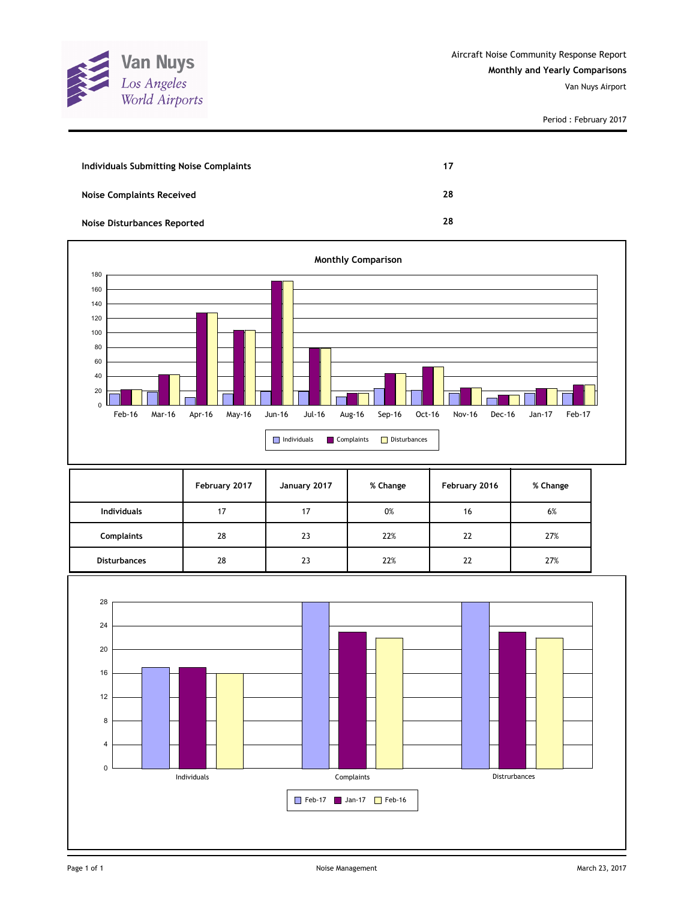Van Nuys
Los Angeles World Airports

Aircraft Noise Community Response Report
**Monthly and Yearly Comparisons**
Van Nuys Airport

Period : February 2017

| | |
|---|---|
| **Individuals Submitting Noise Complaints** | **17** |
| **Noise Complaints Received** | **28** |
| **Noise Disturbances Reported** | **28** |

**Monthly Comparison**

| | February 2017 | January 2017 | % Change | February 2016 | % Change |
|---|---|---|---|---|---|
| **Individuals** | 17 | 17 | 0% | 16 | 6% |
| **Complaints** | 28 | 23 | 22% | 22 | 27% |
| **Disturbances** | 28 | 23 | 22% | 22 | 27% |

Noise Management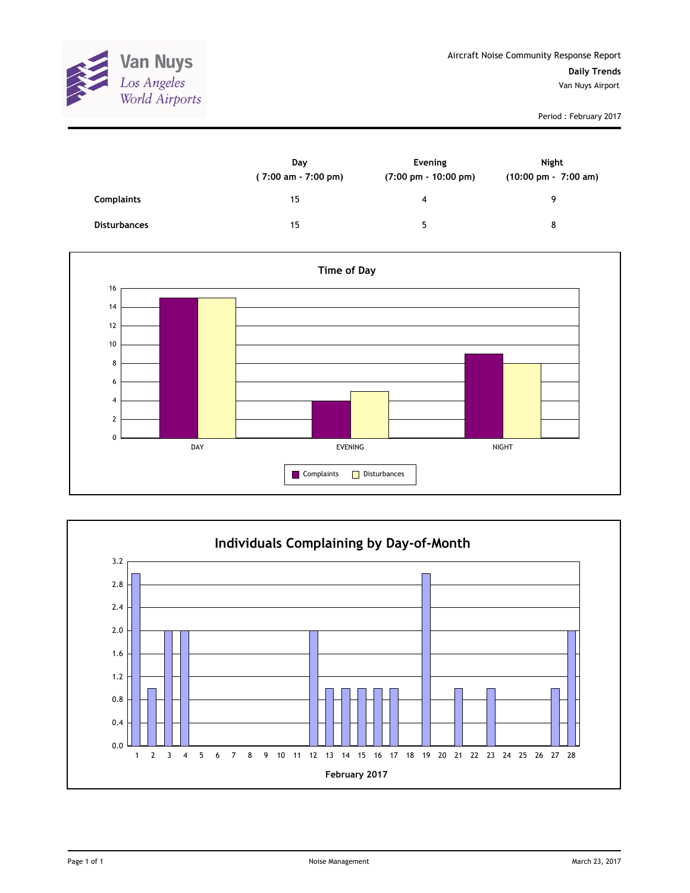Van Nuys
*Los Angeles World Airports*

Aircraft Noise Community Response Report

**Daily Trends**

Van Nuys Airport

Period : February 2017

| | Day ( 7:00 am - 7:00 pm) | Evening (7:00 pm - 10:00 pm) | Night (10:00 pm - 7:00 am) |
|---|---|---|---|
| **Complaints** | 15 | 4 | 9 |
| **Disturbances** | 15 | 5 | 8 |

**Time of Day**

| | Complaints | Disturbances |
|---|---|---|
| DAY | 15 | 15 |
| EVENING | 4 | 5 |
| NIGHT | 9 | 8 |

**Individuals Complaining by Day-of-Month**

| February 2017 | 1 | 2 | 3 | 4 | 5 | 6 | 7 | 8 | 9 | 10 | 11 | 12 | 13 | 14 | 15 | 16 | 17 | 18 | 19 | 20 | 21 | 22 | 23 | 24 | 25 | 26 | 27 | 28 |
|---|---|---|---|---|---|---|---|---|---|---|---|---|---|---|---|---|---|---|---|---|---|---|---|---|---|---|---|---|
| Individuals | 3 | 1 | 2 | 2 | 0 | 0 | 0 | 0 | 0 | 0 | 0 | 2 | 1 | 1 | 1 | 1 | 1 | 0 | 3 | 0 | 1 | 0 | 1 | 0 | 0 | 0 | 1 | 2 |

Noise Management

March 23, 2017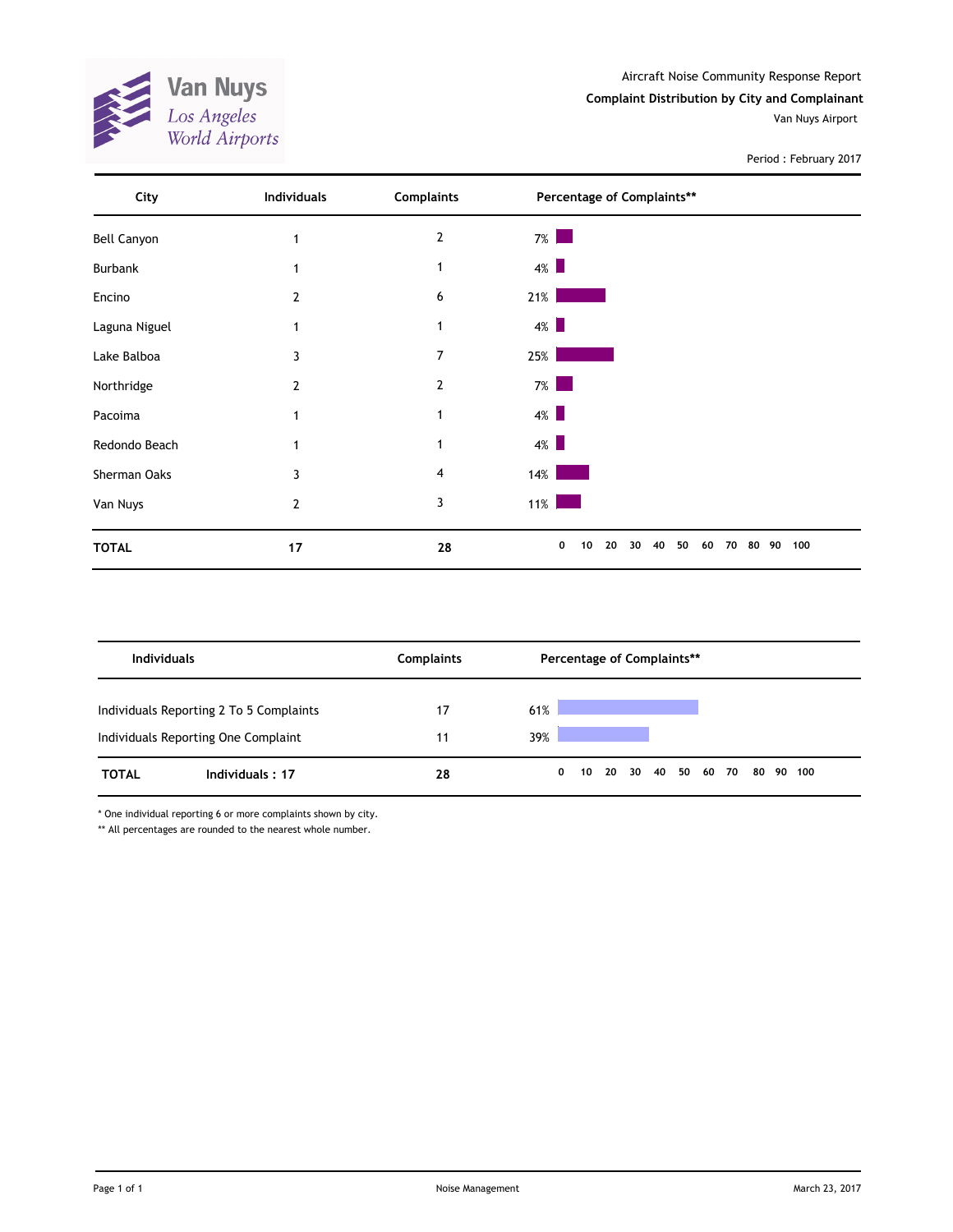Van Nuys
Los Angeles
World Airports

Aircraft Noise Community Response Report

**Complaint Distribution by City and Complainant**

Van Nuys Airport

Period : February 2017

| City | Individuals | Complaints | Percentage of Complaints** |
|---|---|---|---|
| Bell Canyon | 1 | 2 | 7% |
| Burbank | 1 | 1 | 4% |
| Encino | 2 | 6 | 21% |
| Laguna Niguel | 1 | 1 | 4% |
| Lake Balboa | 3 | 7 | 25% |
| Northridge | 2 | 2 | 7% |
| Pacoima | 1 | 1 | 4% |
| Redondo Beach | 1 | 1 | 4% |
| Sherman Oaks | 3 | 4 | 14% |
| Van Nuys | 2 | 3 | 11% |
| **TOTAL** | **17** | **28** | |

| Individuals | Complaints | Percentage of Complaints** |
|---|---|---|
| Individuals Reporting 2 To 5 Complaints | 17 | 61% |
| Individuals Reporting One Complaint | 11 | 39% |
| **TOTAL** **Individuals : 17** | **28** | |

\* One individual reporting 6 or more complaints shown by city.

** All percentages are rounded to the nearest whole number.

Noise Management

March 23, 2017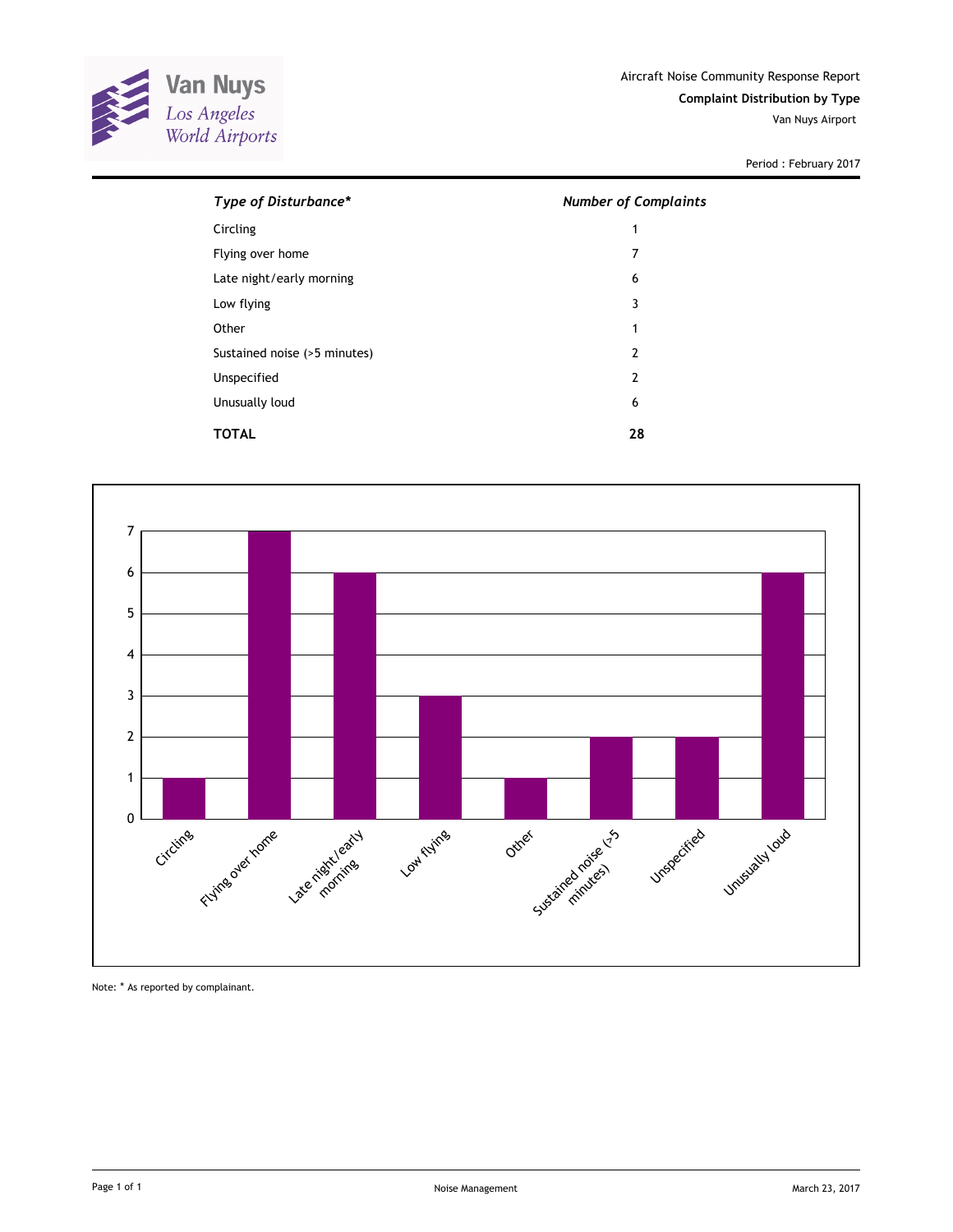Van Nuys
Los Angeles World Airports

Aircraft Noise Community Response Report

**Complaint Distribution by Type**

Van Nuys Airport

Period : February 2017

| *Type of Disturbance** | *Number of Complaints* |
|---|---|
| Circling | 1 |
| Flying over home | 7 |
| Late night/early morning | 6 |
| Low flying | 3 |
| Other | 1 |
| Sustained noise (>5 minutes) | 2 |
| Unspecified | 2 |
| Unusually loud | 6 |
| **TOTAL** | **28** |

Note: * As reported by complainant.

Noise Management

March 23, 2017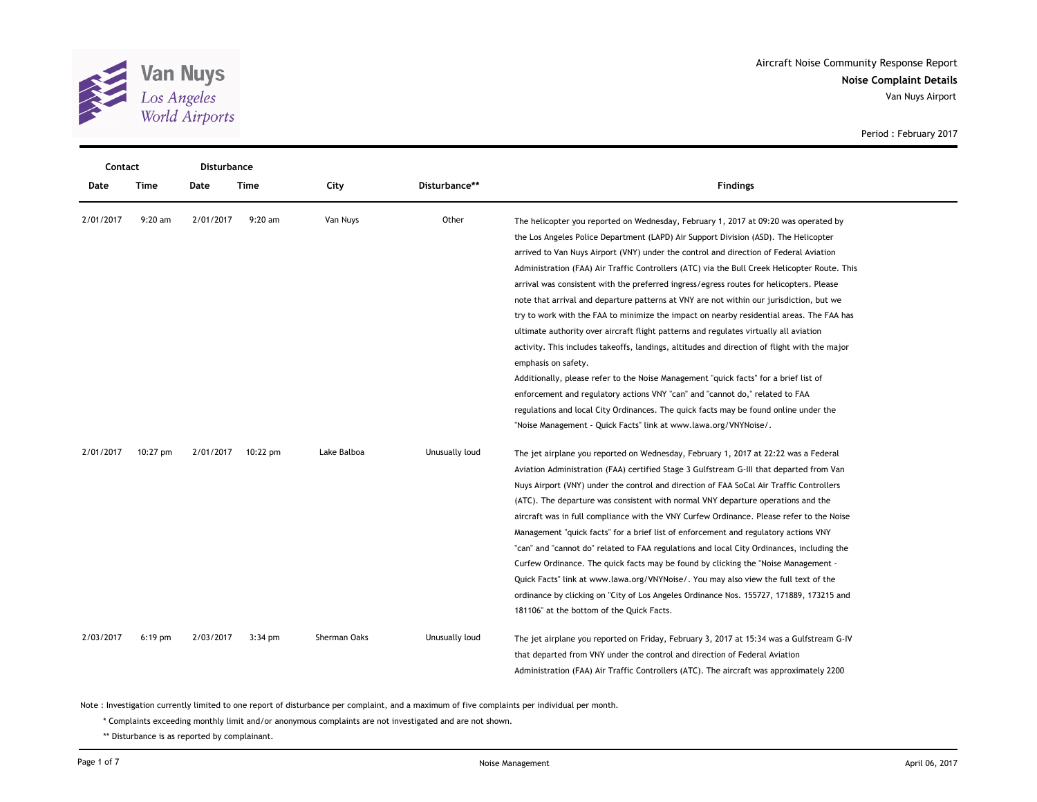Aircraft Noise Community Response Report

**Noise Complaint Details**

Van Nuys Airport

Period : February 2017

| Contact Date | Contact Time | Disturbance Date | Disturbance Time | City | Disturbance** | Findings |
|---|---|---|---|---|---|---|
| 2/01/2017 | 9:20 am | 2/01/2017 | 9:20 am | Van Nuys | Other | The helicopter you reported on Wednesday, February 1, 2017 at 09:20 was operated by the Los Angeles Police Department (LAPD) Air Support Division (ASD). The Helicopter arrived to Van Nuys Airport (VNY) under the control and direction of Federal Aviation Administration (FAA) Air Traffic Controllers (ATC) via the Bull Creek Helicopter Route. This arrival was consistent with the preferred ingress/egress routes for helicopters. Please note that arrival and departure patterns at VNY are not within our jurisdiction, but we try to work with the FAA to minimize the impact on nearby residential areas. The FAA has ultimate authority over aircraft flight patterns and regulates virtually all aviation activity. This includes takeoffs, landings, altitudes and direction of flight with the major emphasis on safety. Additionally, please refer to the Noise Management "quick facts" for a brief list of enforcement and regulatory actions VNY "can" and "cannot do," related to FAA regulations and local City Ordinances. The quick facts may be found online under the "Noise Management - Quick Facts" link at www.lawa.org/VNYNoise/. |
| 2/01/2017 | 10:27 pm | 2/01/2017 | 10:22 pm | Lake Balboa | Unusually loud | The jet airplane you reported on Wednesday, February 1, 2017 at 22:22 was a Federal Aviation Administration (FAA) certified Stage 3 Gulfstream G-III that departed from Van Nuys Airport (VNY) under the control and direction of FAA SoCal Air Traffic Controllers (ATC). The departure was consistent with normal VNY departure operations and the aircraft was in full compliance with the VNY Curfew Ordinance. Please refer to the Noise Management "quick facts" for a brief list of enforcement and regulatory actions VNY "can" and "cannot do" related to FAA regulations and local City Ordinances, including the Curfew Ordinance. The quick facts may be found by clicking the "Noise Management - Quick Facts" link at www.lawa.org/VNYNoise/. You may also view the full text of the ordinance by clicking on "City of Los Angeles Ordinance Nos. 155727, 171889, 173215 and 181106" at the bottom of the Quick Facts. |
| 2/03/2017 | 6:19 pm | 2/03/2017 | 3:34 pm | Sherman Oaks | Unusually loud | The jet airplane you reported on Friday, February 3, 2017 at 15:34 was a Gulfstream G-IV that departed from VNY under the control and direction of Federal Aviation Administration (FAA) Air Traffic Controllers (ATC). The aircraft was approximately 2200 |

Note : Investigation currently limited to one report of disturbance per complaint, and a maximum of five complaints per individual per month.

\* Complaints exceeding monthly limit and/or anonymous complaints are not investigated and are not shown.

\*\* Disturbance is as reported by complainant.

Noise Management

April 06, 2017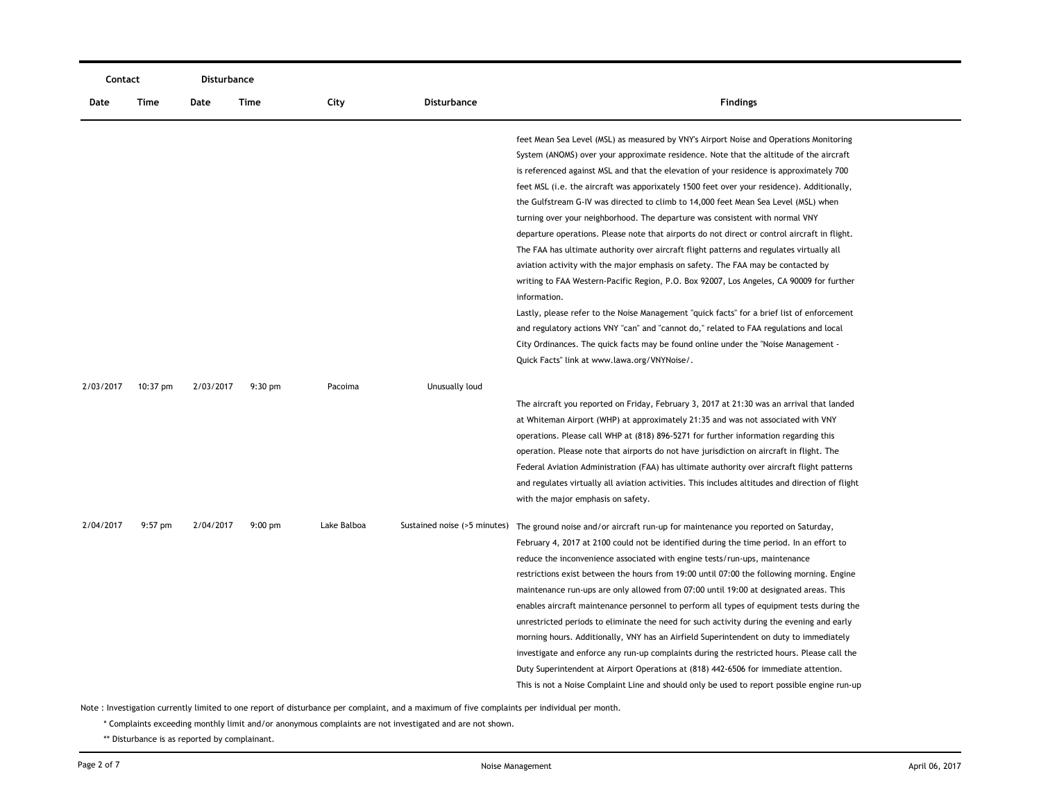| Contact |  | Disturbance |  |  |  |  |
| --- | --- | --- | --- | --- | --- | --- |
| Date | Time | Date | Time | City | Disturbance | Findings |
|  |  |  |  |  |  | feet Mean Sea Level (MSL) as measured by VNY's Airport Noise and Operations Monitoring System (ANOMS) over your approximate residence. Note that the altitude of the aircraft is referenced against MSL and that the elevation of your residence is approximately 700 feet MSL (i.e. the aircraft was apporixately 1500 feet over your residence). Additionally, the Gulfstream G-IV was directed to climb to 14,000 feet Mean Sea Level (MSL) when turning over your neighborhood. The departure was consistent with normal VNY departure operations. Please note that airports do not direct or control aircraft in flight. The FAA has ultimate authority over aircraft flight patterns and regulates virtually all aviation activity with the major emphasis on safety. The FAA may be contacted by writing to FAA Western-Pacific Region, P.O. Box 92007, Los Angeles, CA 90009 for further information. Lastly, please refer to the Noise Management "quick facts" for a brief list of enforcement and regulatory actions VNY "can" and "cannot do," related to FAA regulations and local City Ordinances. The quick facts may be found online under the "Noise Management - Quick Facts" link at www.lawa.org/VNYNoise/. |
| 2/03/2017 | 10:37 pm | 2/03/2017 | 9:30 pm | Pacoima | Unusually loud | The aircraft you reported on Friday, February 3, 2017 at 21:30 was an arrival that landed at Whiteman Airport (WHP) at approximately 21:35 and was not associated with VNY operations. Please call WHP at (818) 896-5271 for further information regarding this operation. Please note that airports do not have jurisdiction on aircraft in flight. The Federal Aviation Administration (FAA) has ultimate authority over aircraft flight patterns and regulates virtually all aviation activities. This includes altitudes and direction of flight with the major emphasis on safety. |
| 2/04/2017 | 9:57 pm | 2/04/2017 | 9:00 pm | Lake Balboa | Sustained noise (>5 minutes) | The ground noise and/or aircraft run-up for maintenance you reported on Saturday, February 4, 2017 at 2100 could not be identified during the time period. In an effort to reduce the inconvenience associated with engine tests/run-ups, maintenance restrictions exist between the hours from 19:00 until 07:00 the following morning. Engine maintenance run-ups are only allowed from 07:00 until 19:00 at designated areas. This enables aircraft maintenance personnel to perform all types of equipment tests during the unrestricted periods to eliminate the need for such activity during the evening and early morning hours. Additionally, VNY has an Airfield Superintendent on duty to immediately investigate and enforce any run-up complaints during the restricted hours. Please call the Duty Superintendent at Airport Operations at (818) 442-6506 for immediate attention. This is not a Noise Complaint Line and should only be used to report possible engine run-up |

Note : Investigation currently limited to one report of disturbance per complaint, and a maximum of five complaints per individual per month.

\* Complaints exceeding monthly limit and/or anonymous complaints are not investigated and are not shown.

\*\* Disturbance is as reported by complainant.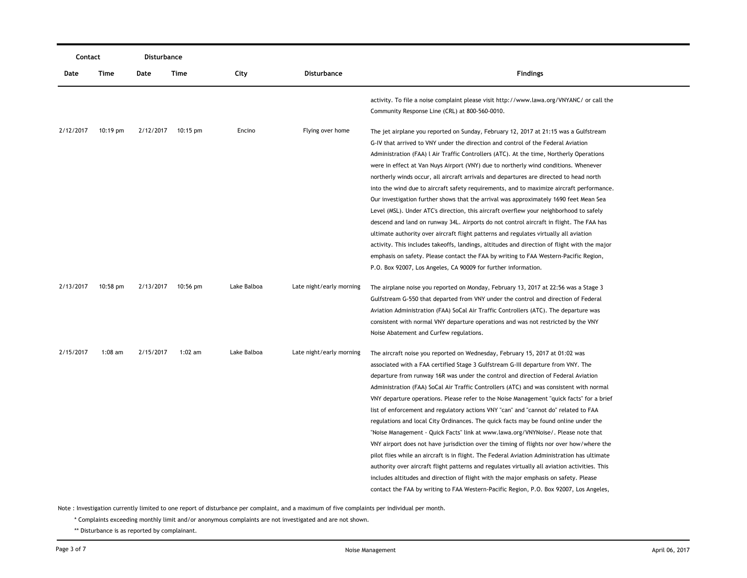| Contact | | Disturbance | | | | |
|---|---|---|---|---|---|---|
| Date | Time | Date | Time | City | Disturbance | Findings |
| | | | | | | activity. To file a noise complaint please visit http://www.lawa.org/VNYANC/ or call the Community Response Line (CRL) at 800-560-0010. |
| 2/12/2017 | 10:19 pm | 2/12/2017 | 10:15 pm | Encino | Flying over home | The jet airplane you reported on Sunday, February 12, 2017 at 21:15 was a Gulfstream G-IV that arrived to VNY under the direction and control of the Federal Aviation Administration (FAA) l Air Traffic Controllers (ATC). At the time, Northerly Operations were in effect at Van Nuys Airport (VNY) due to northerly wind conditions. Whenever northerly winds occur, all aircraft arrivals and departures are directed to head north into the wind due to aircraft safety requirements, and to maximize aircraft performance. Our investigation further shows that the arrival was approximately 1690 feet Mean Sea Level (MSL). Under ATC's direction, this aircraft overflew your neighborhood to safely descend and land on runway 34L. Airports do not control aircraft in flight. The FAA has ultimate authority over aircraft flight patterns and regulates virtually all aviation activity. This includes takeoffs, landings, altitudes and direction of flight with the major emphasis on safety. Please contact the FAA by writing to FAA Western-Pacific Region, P.O. Box 92007, Los Angeles, CA 90009 for further information. |
| 2/13/2017 | 10:58 pm | 2/13/2017 | 10:56 pm | Lake Balboa | Late night/early morning | The airplane noise you reported on Monday, February 13, 2017 at 22:56 was a Stage 3 Gulfstream G-550 that departed from VNY under the control and direction of Federal Aviation Administration (FAA) SoCal Air Traffic Controllers (ATC). The departure was consistent with normal VNY departure operations and was not restricted by the VNY Noise Abatement and Curfew regulations. |
| 2/15/2017 | 1:08 am | 2/15/2017 | 1:02 am | Lake Balboa | Late night/early morning | The aircraft noise you reported on Wednesday, February 15, 2017 at 01:02 was associated with a FAA certified Stage 3 Gulfstream G-III departure from VNY. The departure from runway 16R was under the control and direction of Federal Aviation Administration (FAA) SoCal Air Traffic Controllers (ATC) and was consistent with normal VNY departure operations. Please refer to the Noise Management "quick facts" for a brief list of enforcement and regulatory actions VNY "can" and "cannot do" related to FAA regulations and local City Ordinances. The quick facts may be found online under the "Noise Management - Quick Facts" link at www.lawa.org/VNYNoise/. Please note that VNY airport does not have jurisdiction over the timing of flights nor over how/where the pilot flies while an aircraft is in flight. The Federal Aviation Administration has ultimate authority over aircraft flight patterns and regulates virtually all aviation activities. This includes altitudes and direction of flight with the major emphasis on safety. Please contact the FAA by writing to FAA Western-Pacific Region, P.O. Box 92007, Los Angeles, |

Note : Investigation currently limited to one report of disturbance per complaint, and a maximum of five complaints per individual per month.

\* Complaints exceeding monthly limit and/or anonymous complaints are not investigated and are not shown.

\*\* Disturbance is as reported by complainant.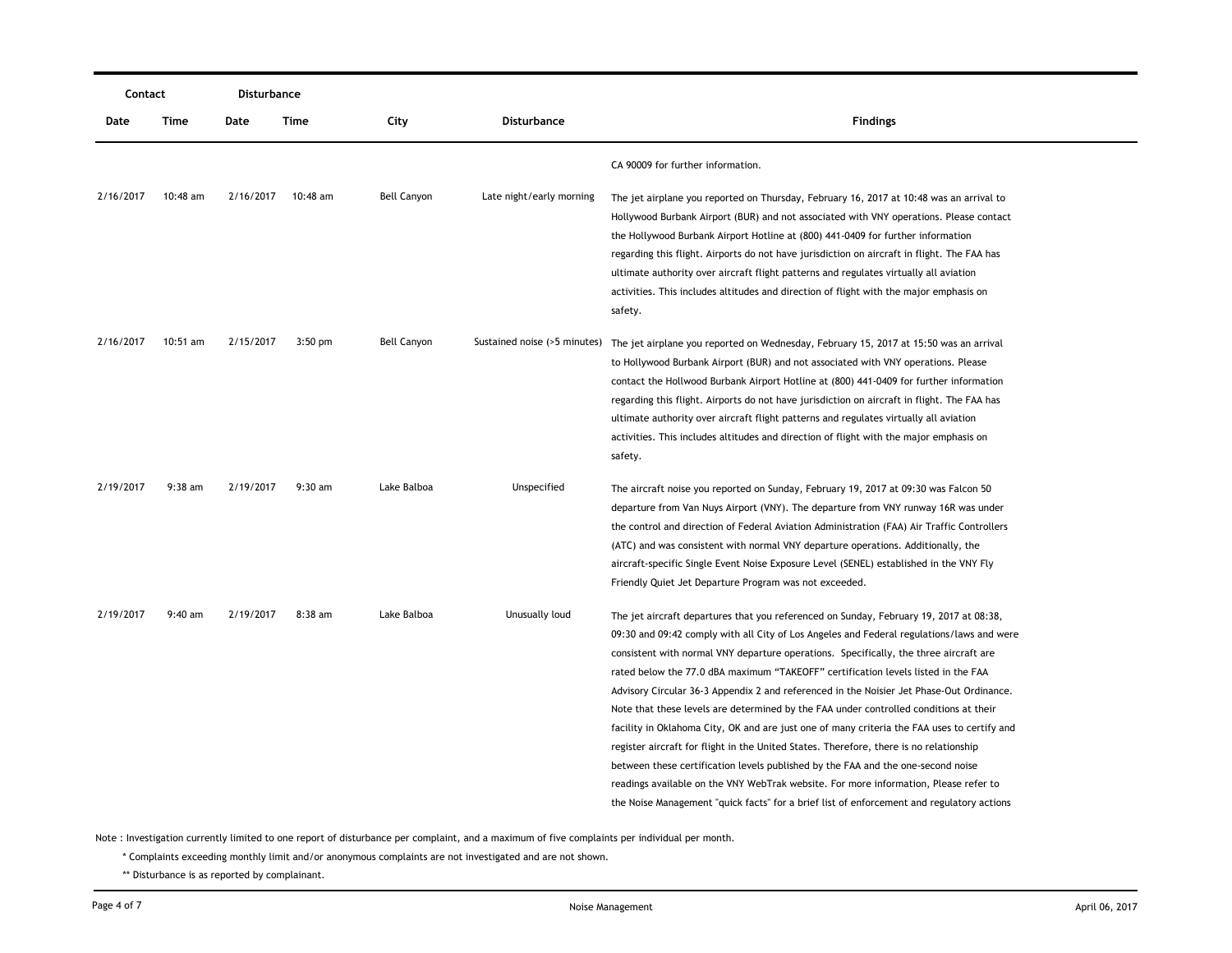| Contact | | Disturbance | | | | |
|---|---|---|---|---|---|---|
| Date | Time | Date | Time | City | Disturbance | Findings |
| | | | | | | CA 90009 for further information. |
| 2/16/2017 | 10:48 am | 2/16/2017 | 10:48 am | Bell Canyon | Late night/early morning | The jet airplane you reported on Thursday, February 16, 2017 at 10:48 was an arrival to Hollywood Burbank Airport (BUR) and not associated with VNY operations. Please contact the Hollywood Burbank Airport Hotline at (800) 441-0409 for further information regarding this flight. Airports do not have jurisdiction on aircraft in flight. The FAA has ultimate authority over aircraft flight patterns and regulates virtually all aviation activities. This includes altitudes and direction of flight with the major emphasis on safety. |
| 2/16/2017 | 10:51 am | 2/15/2017 | 3:50 pm | Bell Canyon | Sustained noise (>5 minutes) | The jet airplane you reported on Wednesday, February 15, 2017 at 15:50 was an arrival to Hollywood Burbank Airport (BUR) and not associated with VNY operations. Please contact the Hollwood Burbank Airport Hotline at (800) 441-0409 for further information regarding this flight. Airports do not have jurisdiction on aircraft in flight. The FAA has ultimate authority over aircraft flight patterns and regulates virtually all aviation activities. This includes altitudes and direction of flight with the major emphasis on safety. |
| 2/19/2017 | 9:38 am | 2/19/2017 | 9:30 am | Lake Balboa | Unspecified | The aircraft noise you reported on Sunday, February 19, 2017 at 09:30 was Falcon 50 departure from Van Nuys Airport (VNY). The departure from VNY runway 16R was under the control and direction of Federal Aviation Administration (FAA) Air Traffic Controllers (ATC) and was consistent with normal VNY departure operations. Additionally, the aircraft-specific Single Event Noise Exposure Level (SENEL) established in the VNY Fly Friendly Quiet Jet Departure Program was not exceeded. |
| 2/19/2017 | 9:40 am | 2/19/2017 | 8:38 am | Lake Balboa | Unusually loud | The jet aircraft departures that you referenced on Sunday, February 19, 2017 at 08:38, 09:30 and 09:42 comply with all City of Los Angeles and Federal regulations/laws and were consistent with normal VNY departure operations. Specifically, the three aircraft are rated below the 77.0 dBA maximum "TAKEOFF" certification levels listed in the FAA Advisory Circular 36-3 Appendix 2 and referenced in the Noisier Jet Phase-Out Ordinance. Note that these levels are determined by the FAA under controlled conditions at their facility in Oklahoma City, OK and are just one of many criteria the FAA uses to certify and register aircraft for flight in the United States. Therefore, there is no relationship between these certification levels published by the FAA and the one-second noise readings available on the VNY WebTrak website. For more information, Please refer to the Noise Management "quick facts" for a brief list of enforcement and regulatory actions |

Note : Investigation currently limited to one report of disturbance per complaint, and a maximum of five complaints per individual per month.

\* Complaints exceeding monthly limit and/or anonymous complaints are not investigated and are not shown.

\*\* Disturbance is as reported by complainant.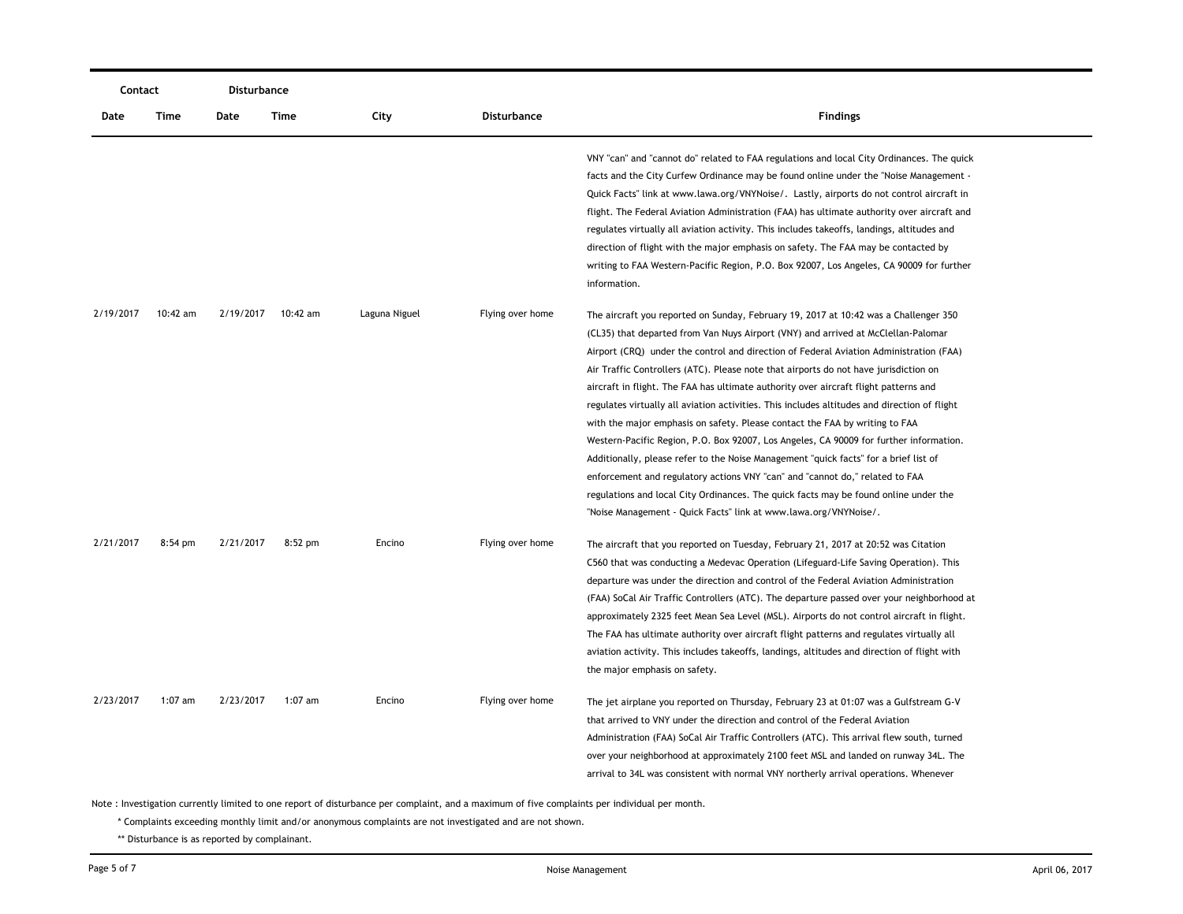| Contact | | Disturbance | | | | |
|---|---|---|---|---|---|---|
| Date | Time | Date | Time | City | Disturbance | Findings |
| | | | | | | VNY "can" and "cannot do" related to FAA regulations and local City Ordinances. The quick facts and the City Curfew Ordinance may be found online under the "Noise Management - Quick Facts" link at www.lawa.org/VNYNoise/. Lastly, airports do not control aircraft in flight. The Federal Aviation Administration (FAA) has ultimate authority over aircraft and regulates virtually all aviation activity. This includes takeoffs, landings, altitudes and direction of flight with the major emphasis on safety. The FAA may be contacted by writing to FAA Western-Pacific Region, P.O. Box 92007, Los Angeles, CA 90009 for further information. |
| 2/19/2017 | 10:42 am | 2/19/2017 | 10:42 am | Laguna Niguel | Flying over home | The aircraft you reported on Sunday, February 19, 2017 at 10:42 was a Challenger 350 (CL35) that departed from Van Nuys Airport (VNY) and arrived at McClellan-Palomar Airport (CRQ) under the control and direction of Federal Aviation Administration (FAA) Air Traffic Controllers (ATC). Please note that airports do not have jurisdiction on aircraft in flight. The FAA has ultimate authority over aircraft flight patterns and regulates virtually all aviation activities. This includes altitudes and direction of flight with the major emphasis on safety. Please contact the FAA by writing to FAA Western-Pacific Region, P.O. Box 92007, Los Angeles, CA 90009 for further information. Additionally, please refer to the Noise Management "quick facts" for a brief list of enforcement and regulatory actions VNY "can" and "cannot do," related to FAA regulations and local City Ordinances. The quick facts may be found online under the "Noise Management - Quick Facts" link at www.lawa.org/VNYNoise/. |
| 2/21/2017 | 8:54 pm | 2/21/2017 | 8:52 pm | Encino | Flying over home | The aircraft that you reported on Tuesday, February 21, 2017 at 20:52 was Citation C560 that was conducting a Medevac Operation (Lifeguard-Life Saving Operation). This departure was under the direction and control of the Federal Aviation Administration (FAA) SoCal Air Traffic Controllers (ATC). The departure passed over your neighborhood at approximately 2325 feet Mean Sea Level (MSL). Airports do not control aircraft in flight. The FAA has ultimate authority over aircraft flight patterns and regulates virtually all aviation activity. This includes takeoffs, landings, altitudes and direction of flight with the major emphasis on safety. |
| 2/23/2017 | 1:07 am | 2/23/2017 | 1:07 am | Encino | Flying over home | The jet airplane you reported on Thursday, February 23 at 01:07 was a Gulfstream G-V that arrived to VNY under the direction and control of the Federal Aviation Administration (FAA) SoCal Air Traffic Controllers (ATC). This arrival flew south, turned over your neighborhood at approximately 2100 feet MSL and landed on runway 34L. The arrival to 34L was consistent with normal VNY northerly arrival operations. Whenever |

Note : Investigation currently limited to one report of disturbance per complaint, and a maximum of five complaints per individual per month.

\* Complaints exceeding monthly limit and/or anonymous complaints are not investigated and are not shown.

\*\* Disturbance is as reported by complainant.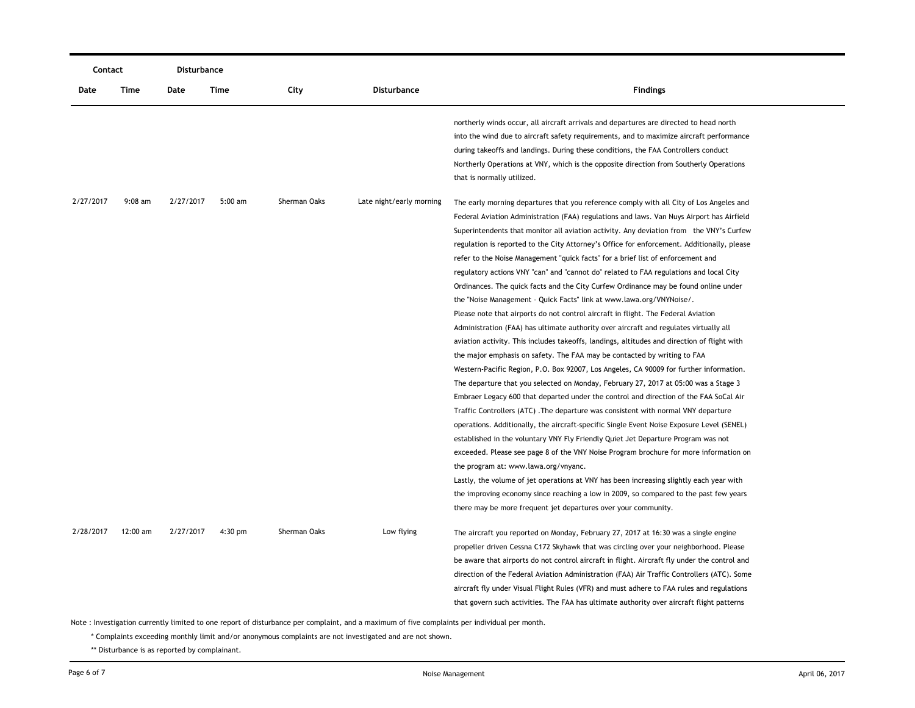| Contact | | Disturbance | | | | |
|---|---|---|---|---|---|---|
| Date | Time | Date | Time | City | Disturbance | Findings |
| | | | | | | northerly winds occur, all aircraft arrivals and departures are directed to head north into the wind due to aircraft safety requirements, and to maximize aircraft performance during takeoffs and landings. During these conditions, the FAA Controllers conduct Northerly Operations at VNY, which is the opposite direction from Southerly Operations that is normally utilized. |
| 2/27/2017 | 9:08 am | 2/27/2017 | 5:00 am | Sherman Oaks | Late night/early morning | The early morning departures that you reference comply with all City of Los Angeles and Federal Aviation Administration (FAA) regulations and laws. Van Nuys Airport has Airfield Superintendents that monitor all aviation activity. Any deviation from the VNY's Curfew regulation is reported to the City Attorney's Office for enforcement. Additionally, please refer to the Noise Management "quick facts" for a brief list of enforcement and regulatory actions VNY "can" and "cannot do" related to FAA regulations and local City Ordinances. The quick facts and the City Curfew Ordinance may be found online under the "Noise Management - Quick Facts" link at www.lawa.org/VNYNoise/. Please note that airports do not control aircraft in flight. The Federal Aviation Administration (FAA) has ultimate authority over aircraft and regulates virtually all aviation activity. This includes takeoffs, landings, altitudes and direction of flight with the major emphasis on safety. The FAA may be contacted by writing to FAA Western-Pacific Region, P.O. Box 92007, Los Angeles, CA 90009 for further information. The departure that you selected on Monday, February 27, 2017 at 05:00 was a Stage 3 Embraer Legacy 600 that departed under the control and direction of the FAA SoCal Air Traffic Controllers (ATC) .The departure was consistent with normal VNY departure operations. Additionally, the aircraft-specific Single Event Noise Exposure Level (SENEL) established in the voluntary VNY Fly Friendly Quiet Jet Departure Program was not exceeded. Please see page 8 of the VNY Noise Program brochure for more information on the program at: www.lawa.org/vnyanc. Lastly, the volume of jet operations at VNY has been increasing slightly each year with the improving economy since reaching a low in 2009, so compared to the past few years there may be more frequent jet departures over your community. |
| 2/28/2017 | 12:00 am | 2/27/2017 | 4:30 pm | Sherman Oaks | Low flying | The aircraft you reported on Monday, February 27, 2017 at 16:30 was a single engine propeller driven Cessna C172 Skyhawk that was circling over your neighborhood. Please be aware that airports do not control aircraft in flight. Aircraft fly under the control and direction of the Federal Aviation Administration (FAA) Air Traffic Controllers (ATC). Some aircraft fly under Visual Flight Rules (VFR) and must adhere to FAA rules and regulations that govern such activities. The FAA has ultimate authority over aircraft flight patterns |

Note : Investigation currently limited to one report of disturbance per complaint, and a maximum of five complaints per individual per month.

\* Complaints exceeding monthly limit and/or anonymous complaints are not investigated and are not shown.

\** Disturbance is as reported by complainant.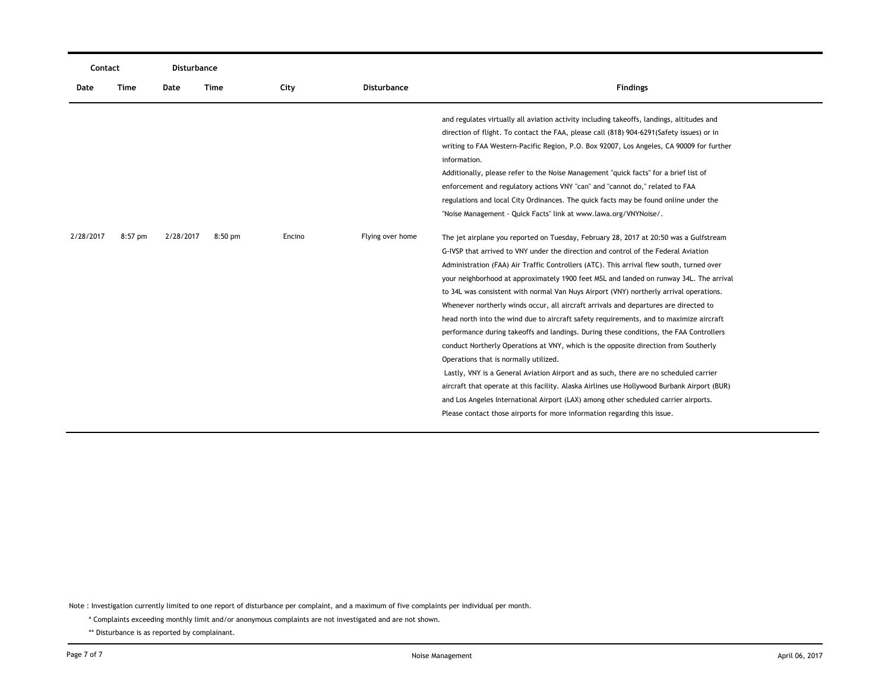| Contact | | Disturbance | | | | |
|---|---|---|---|---|---|---|
| Date | Time | Date | Time | City | Disturbance | Findings |
| | | | | | | and regulates virtually all aviation activity including takeoffs, landings, altitudes and direction of flight. To contact the FAA, please call (818) 904-6291(Safety issues) or in writing to FAA Western-Pacific Region, P.O. Box 92007, Los Angeles, CA 90009 for further information. Additionally, please refer to the Noise Management "quick facts" for a brief list of enforcement and regulatory actions VNY "can" and "cannot do," related to FAA regulations and local City Ordinances. The quick facts may be found online under the "Noise Management - Quick Facts" link at www.lawa.org/VNYNoise/. |
| 2/28/2017 | 8:57 pm | 2/28/2017 | 8:50 pm | Encino | Flying over home | The jet airplane you reported on Tuesday, February 28, 2017 at 20:50 was a Gulfstream G-IVSP that arrived to VNY under the direction and control of the Federal Aviation Administration (FAA) Air Traffic Controllers (ATC). This arrival flew south, turned over your neighborhood at approximately 1900 feet MSL and landed on runway 34L. The arrival to 34L was consistent with normal Van Nuys Airport (VNY) northerly arrival operations. Whenever northerly winds occur, all aircraft arrivals and departures are directed to head north into the wind due to aircraft safety requirements, and to maximize aircraft performance during takeoffs and landings. During these conditions, the FAA Controllers conduct Northerly Operations at VNY, which is the opposite direction from Southerly Operations that is normally utilized. Lastly, VNY is a General Aviation Airport and as such, there are no scheduled carrier aircraft that operate at this facility. Alaska Airlines use Hollywood Burbank Airport (BUR) and Los Angeles International Airport (LAX) among other scheduled carrier airports. Please contact those airports for more information regarding this issue. |

Note : Investigation currently limited to one report of disturbance per complaint, and a maximum of five complaints per individual per month.

\* Complaints exceeding monthly limit and/or anonymous complaints are not investigated and are not shown.

\*\* Disturbance is as reported by complainant.